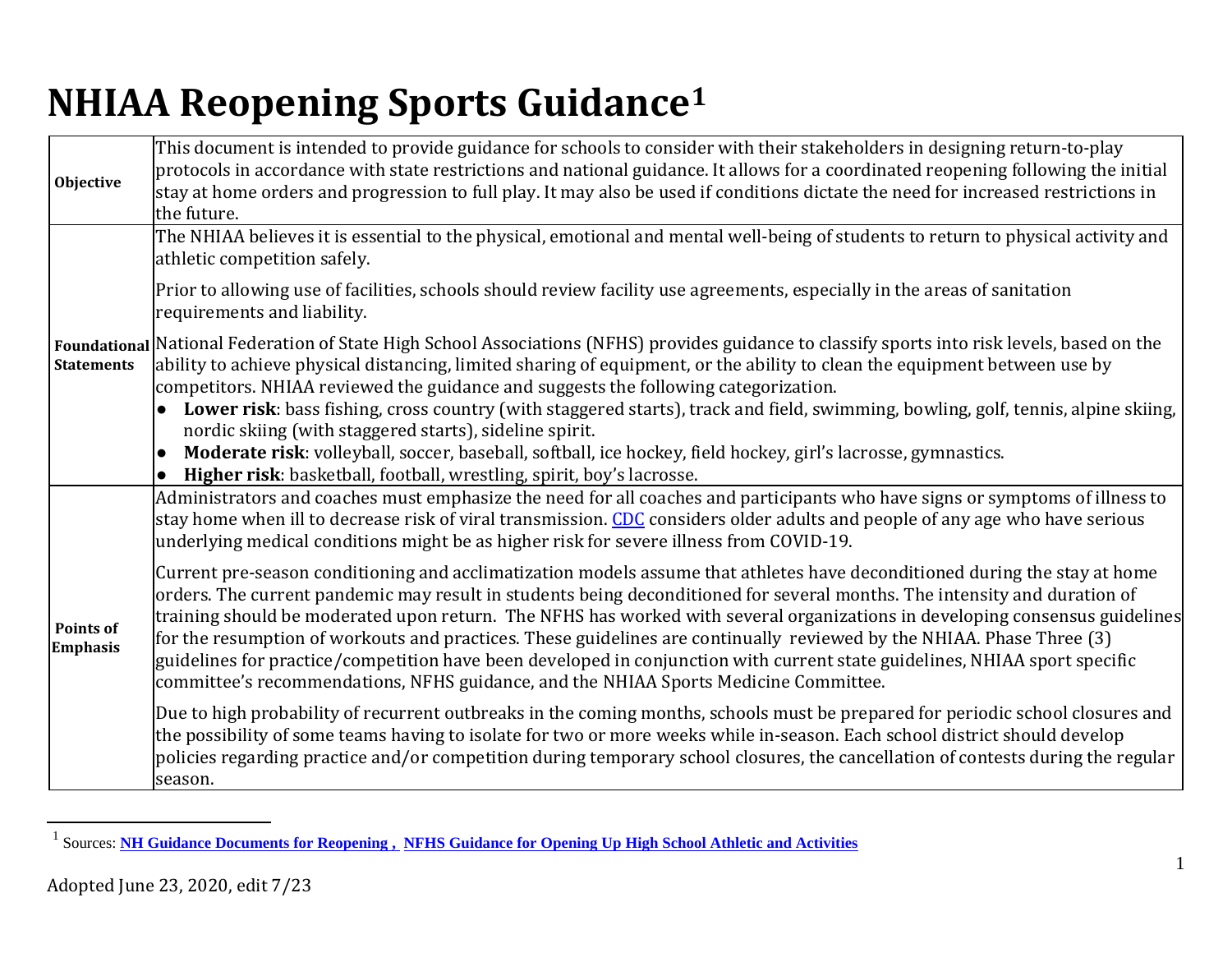# NHIAA Reopening Sports Guidance[1]

| | |
|---|---|
| **Objective** | This document is intended to provide guidance for schools to consider with their stakeholders in designing return-to-play protocols in accordance with state restrictions and national guidance. It allows for a coordinated reopening following the initial stay at home orders and progression to full play. It may also be used if conditions dictate the need for increased restrictions in the future. |
| **Foundational Statements** | The NHIAA believes it is essential to the physical, emotional and mental well-being of students to return to physical activity and athletic competition safely.<br><br>Prior to allowing use of facilities, schools should review facility use agreements, especially in the areas of sanitation requirements and liability.<br><br>National Federation of State High School Associations (NFHS) provides guidance to classify sports into risk levels, based on the ability to achieve physical distancing, limited sharing of equipment, or the ability to clean the equipment between use by competitors. NHIAA reviewed the guidance and suggests the following categorization.<br>● **Lower risk**: bass fishing, cross country (with staggered starts), track and field, swimming, bowling, golf, tennis, alpine skiing, nordic skiing (with staggered starts), sideline spirit.<br>● **Moderate risk**: volleyball, soccer, baseball, softball, ice hockey, field hockey, girl's lacrosse, gymnastics.<br>● **Higher risk**: basketball, football, wrestling, spirit, boy's lacrosse. |
| **Points of Emphasis** | Administrators and coaches must emphasize the need for all coaches and participants who have signs or symptoms of illness to stay home when ill to decrease risk of viral transmission. CDC considers older adults and people of any age who have serious underlying medical conditions might be as higher risk for severe illness from COVID-19.<br><br>Current pre-season conditioning and acclimatization models assume that athletes have deconditioned during the stay at home orders. The current pandemic may result in students being deconditioned for several months. The intensity and duration of training should be moderated upon return. The NFHS has worked with several organizations in developing consensus guidelines for the resumption of workouts and practices. These guidelines are continually reviewed by the NHIAA. Phase Three (3) guidelines for practice/competition have been developed in conjunction with current state guidelines, NHIAA sport specific committee's recommendations, NFHS guidance, and the NHIAA Sports Medicine Committee.<br><br>Due to high probability of recurrent outbreaks in the coming months, schools must be prepared for periodic school closures and the possibility of some teams having to isolate for two or more weeks while in-season. Each school district should develop policies regarding practice and/or competition during temporary school closures, the cancellation of contests during the regular season. |

[1] Sources: **NH Guidance Documents for Reopening , NFHS Guidance for Opening Up High School Athletic and Activities**

Adopted June 23, 2020, edit 7/23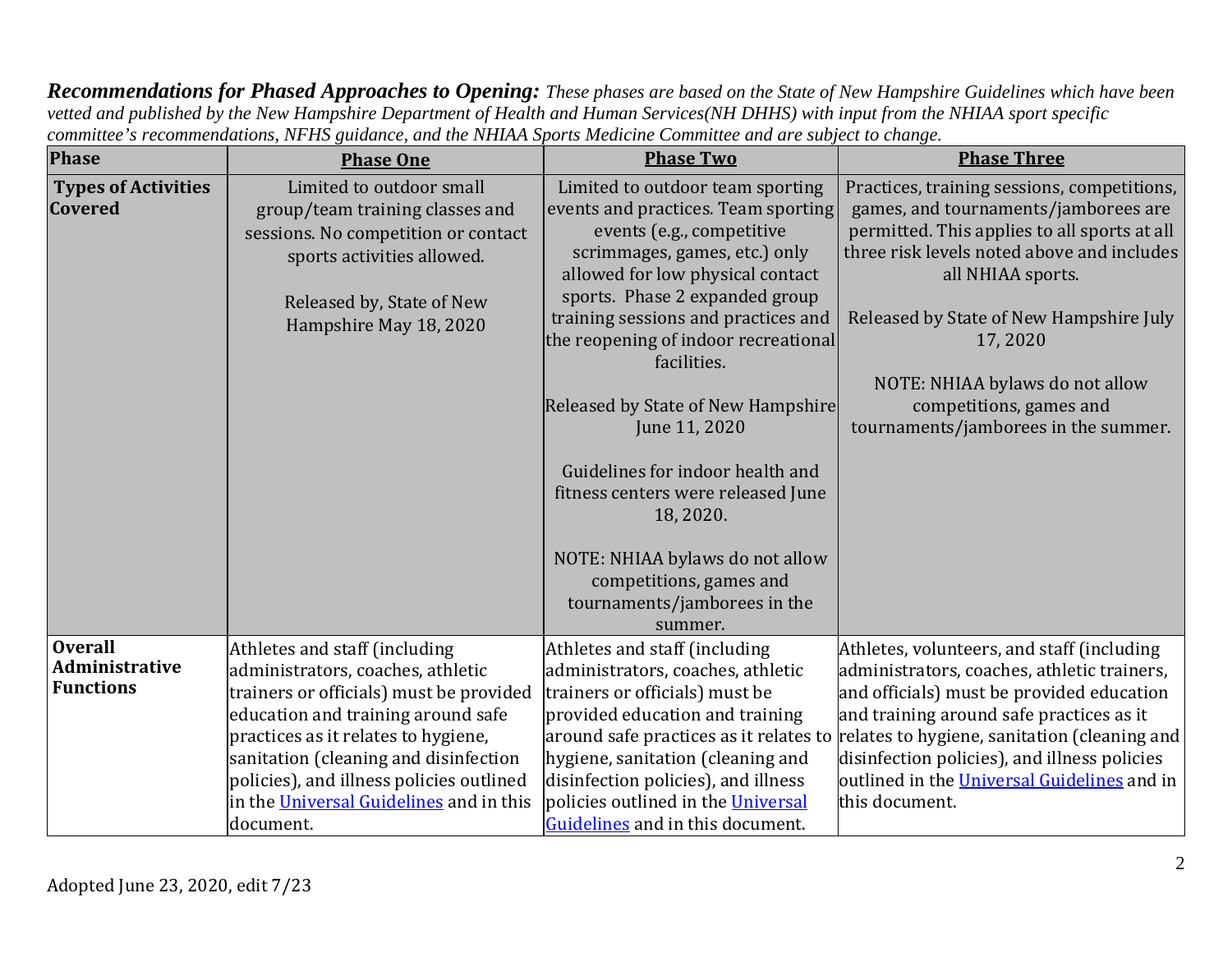***Recommendations for Phased Approaches to Opening:*** *These phases are based on the State of New Hampshire Guidelines which have been vetted and published by the New Hampshire Department of Health and Human Services(NH DHHS) with input from the NHIAA sport specific committee's recommendations, NFHS guidance, and the NHIAA Sports Medicine Committee and are subject to change.*

| **Phase** | **Phase One** | **Phase Two** | **Phase Three** |
|---|---|---|---|
| **Types of Activities Covered** | Limited to outdoor small group/team training classes and sessions. No competition or contact sports activities allowed.<br><br>Released by, State of New Hampshire May 18, 2020 | Limited to outdoor team sporting events and practices. Team sporting events (e.g., competitive scrimmages, games, etc.) only allowed for low physical contact sports. Phase 2 expanded group training sessions and practices and the reopening of indoor recreational facilities.<br><br>Released by State of New Hampshire June 11, 2020<br><br>Guidelines for indoor health and fitness centers were released June 18, 2020.<br><br>NOTE: NHIAA bylaws do not allow competitions, games and tournaments/jamborees in the summer. | Practices, training sessions, competitions, games, and tournaments/jamborees are permitted. This applies to all sports at all three risk levels noted above and includes all NHIAA sports.<br><br>Released by State of New Hampshire July 17, 2020<br><br>NOTE: NHIAA bylaws do not allow competitions, games and tournaments/jamborees in the summer. |
| **Overall Administrative Functions** | Athletes and staff (including administrators, coaches, athletic trainers or officials) must be provided education and training around safe practices as it relates to hygiene, sanitation (cleaning and disinfection policies), and illness policies outlined in the Universal Guidelines and in this document. | Athletes and staff (including administrators, coaches, athletic trainers or officials) must be provided education and training around safe practices as it relates to hygiene, sanitation (cleaning and disinfection policies), and illness policies outlined in the Universal Guidelines and in this document. | Athletes, volunteers, and staff (including administrators, coaches, athletic trainers, and officials) must be provided education and training around safe practices as it relates to hygiene, sanitation (cleaning and disinfection policies), and illness policies outlined in the Universal Guidelines and in this document. |

Adopted June 23, 2020, edit 7/23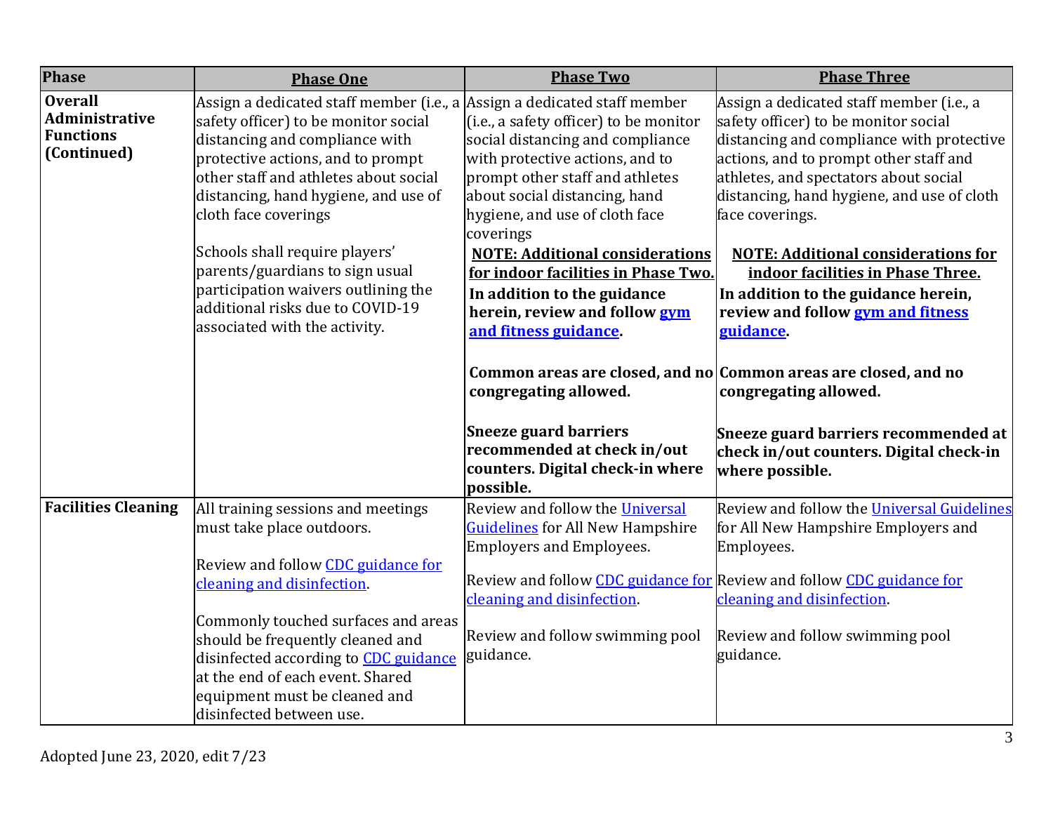| Phase | Phase One | Phase Two | Phase Three |
|---|---|---|---|
| **Overall Administrative Functions (Continued)** | Assign a dedicated staff member (i.e., a safety officer) to be monitor social distancing and compliance with protective actions, and to prompt other staff and athletes about social distancing, hand hygiene, and use of cloth face coverings<br><br>Schools shall require players' parents/guardians to sign usual participation waivers outlining the additional risks due to COVID-19 associated with the activity. | Assign a dedicated staff member (i.e., a safety officer) to be monitor social distancing and compliance with protective actions, and to prompt other staff and athletes about social distancing, hand hygiene, and use of cloth face coverings<br><br>**NOTE: Additional considerations for indoor facilities in Phase Two.**<br>**In addition to the guidance herein, review and follow gym and fitness guidance.**<br><br>**Common areas are closed, and no congregating allowed.**<br><br>**Sneeze guard barriers recommended at check in/out counters. Digital check-in where possible.** | Assign a dedicated staff member (i.e., a safety officer) to be monitor social distancing and compliance with protective actions, and to prompt other staff and athletes, and spectators about social distancing, hand hygiene, and use of cloth face coverings.<br><br>**NOTE: Additional considerations for indoor facilities in Phase Three.**<br>**In addition to the guidance herein, review and follow gym and fitness guidance.**<br><br>**Common areas are closed, and no congregating allowed.**<br><br>**Sneeze guard barriers recommended at check in/out counters. Digital check-in where possible.** |
| **Facilities Cleaning** | All training sessions and meetings must take place outdoors.<br><br>Review and follow CDC guidance for cleaning and disinfection.<br><br>Commonly touched surfaces and areas should be frequently cleaned and disinfected according to CDC guidance at the end of each event. Shared equipment must be cleaned and disinfected between use. | Review and follow the Universal Guidelines for All New Hampshire Employers and Employees.<br><br>Review and follow CDC guidance for cleaning and disinfection.<br><br>Review and follow swimming pool guidance. | Review and follow the Universal Guidelines for All New Hampshire Employers and Employees.<br><br>Review and follow CDC guidance for cleaning and disinfection.<br><br>Review and follow swimming pool guidance. |

Adopted June 23, 2020, edit 7/23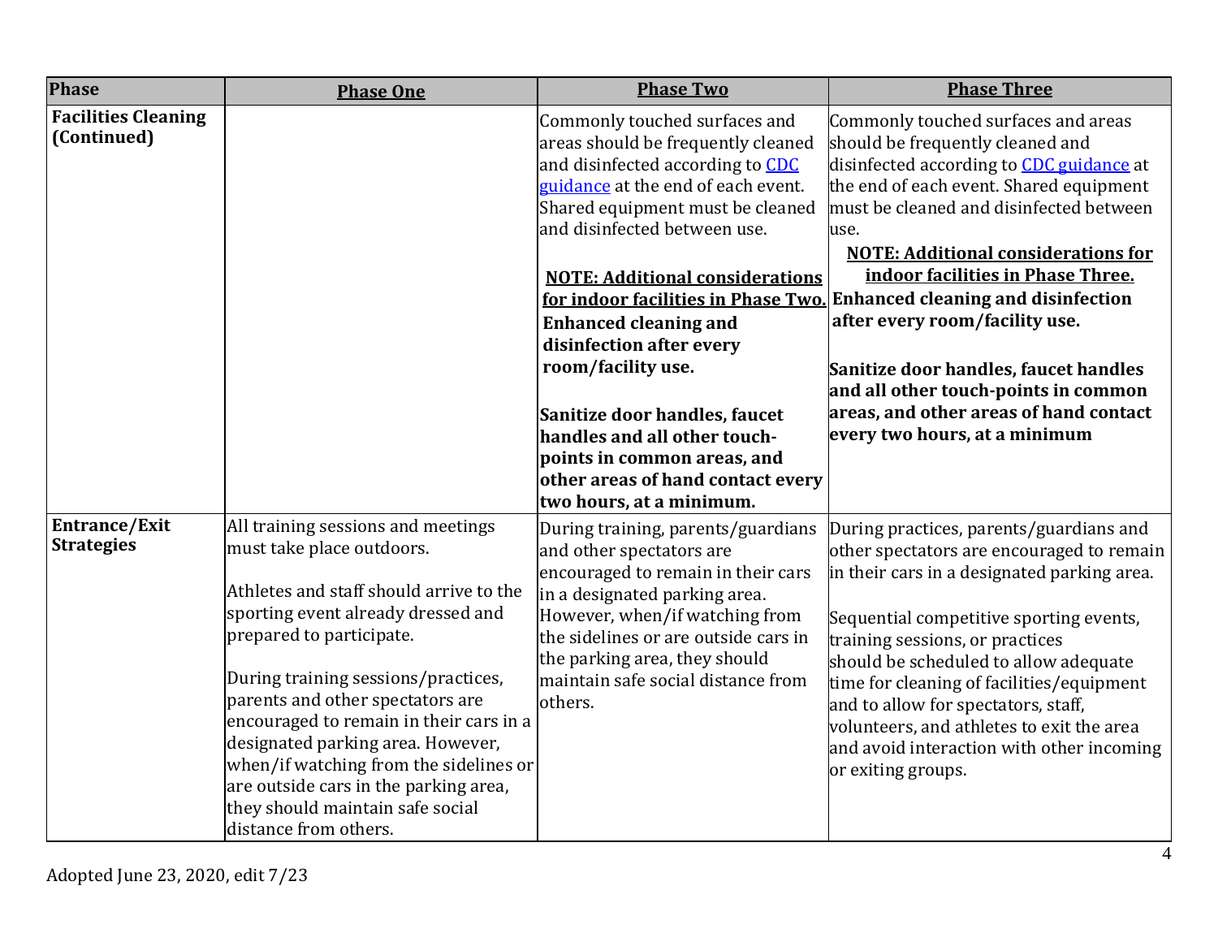| Phase | Phase One | Phase Two | Phase Three |
|---|---|---|---|
| **Facilities Cleaning (Continued)** | | Commonly touched surfaces and areas should be frequently cleaned and disinfected according to [CDC guidance]() at the end of each event. Shared equipment must be cleaned and disinfected between use.<br><br>**NOTE: Additional considerations for indoor facilities in Phase Two. Enhanced cleaning and disinfection after every room/facility use.**<br><br>**Sanitize door handles, faucet handles and all other touch-points in common areas, and other areas of hand contact every two hours, at a minimum.** | Commonly touched surfaces and areas should be frequently cleaned and disinfected according to [CDC guidance]() at the end of each event. Shared equipment must be cleaned and disinfected between use.<br>**NOTE: Additional considerations for indoor facilities in Phase Three. Enhanced cleaning and disinfection after every room/facility use.**<br><br>**Sanitize door handles, faucet handles and all other touch-points in common areas, and other areas of hand contact every two hours, at a minimum** |
| **Entrance/Exit Strategies** | All training sessions and meetings must take place outdoors.<br><br>Athletes and staff should arrive to the sporting event already dressed and prepared to participate.<br><br>During training sessions/practices, parents and other spectators are encouraged to remain in their cars in a designated parking area. However, when/if watching from the sidelines or are outside cars in the parking area, they should maintain safe social distance from others. | During training, parents/guardians and other spectators are encouraged to remain in their cars in a designated parking area. However, when/if watching from the sidelines or are outside cars in the parking area, they should maintain safe social distance from others. | During practices, parents/guardians and other spectators are encouraged to remain in their cars in a designated parking area.<br><br>Sequential competitive sporting events, training sessions, or practices should be scheduled to allow adequate time for cleaning of facilities/equipment and to allow for spectators, staff, volunteers, and athletes to exit the area and avoid interaction with other incoming or exiting groups. |

Adopted June 23, 2020, edit 7/23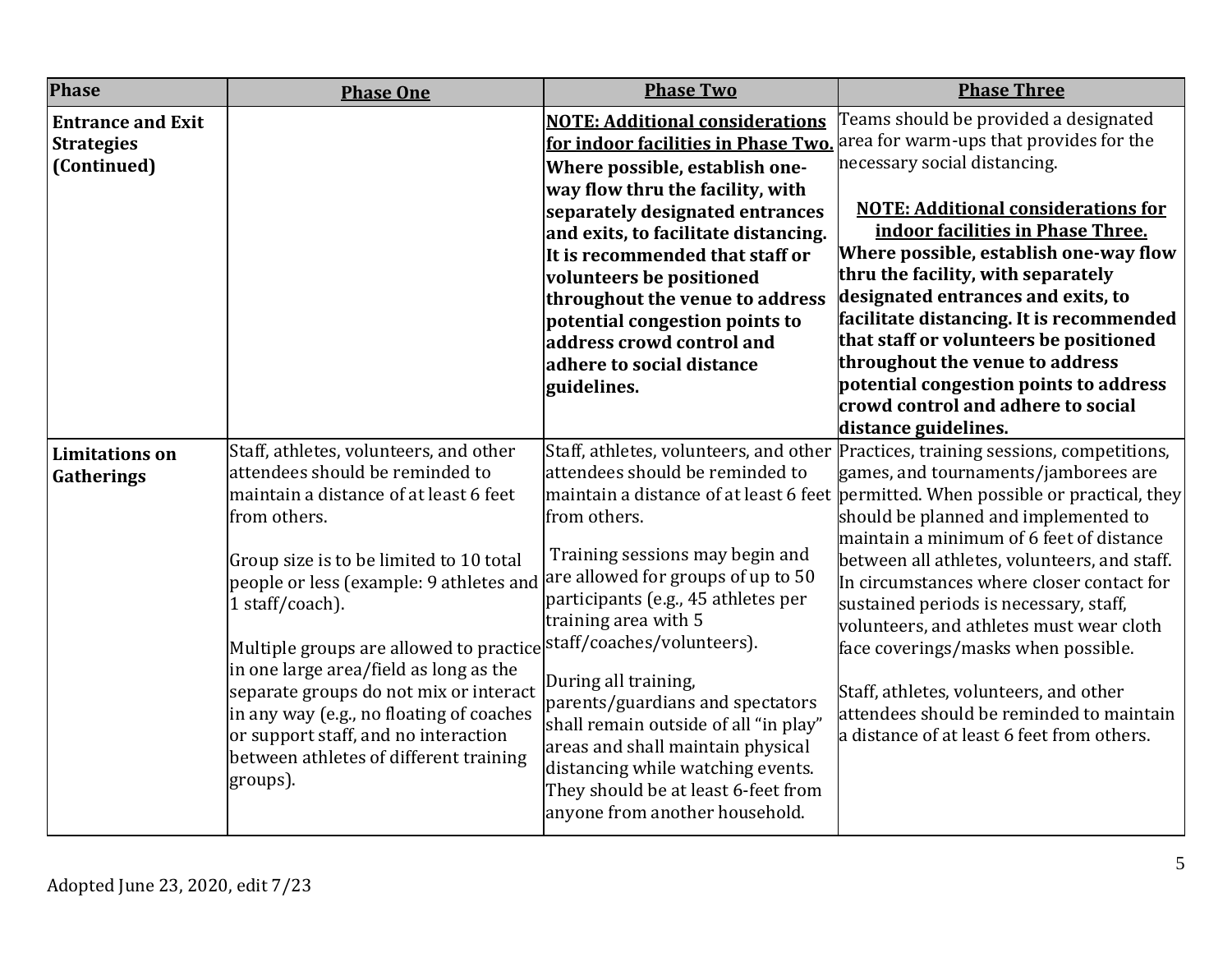| Phase | Phase One | Phase Two | Phase Three |
|---|---|---|---|
| **Entrance and Exit Strategies (Continued)** | | **NOTE: Additional considerations for indoor facilities in Phase Two. Where possible, establish one-way flow thru the facility, with separately designated entrances and exits, to facilitate distancing. It is recommended that staff or volunteers be positioned throughout the venue to address potential congestion points to address crowd control and adhere to social distance guidelines.** | Teams should be provided a designated area for warm-ups that provides for the necessary social distancing.<br><br>**NOTE: Additional considerations for indoor facilities in Phase Three. Where possible, establish one-way flow thru the facility, with separately designated entrances and exits, to facilitate distancing. It is recommended that staff or volunteers be positioned throughout the venue to address potential congestion points to address crowd control and adhere to social distance guidelines.** |
| **Limitations on Gatherings** | Staff, athletes, volunteers, and other attendees should be reminded to maintain a distance of at least 6 feet from others.<br><br>Group size is to be limited to 10 total people or less (example: 9 athletes and 1 staff/coach).<br><br>Multiple groups are allowed to practice in one large area/field as long as the separate groups do not mix or interact in any way (e.g., no floating of coaches or support staff, and no interaction between athletes of different training groups). | Staff, athletes, volunteers, and other attendees should be reminded to maintain a distance of at least 6 feet from others.<br><br>Training sessions may begin and are allowed for groups of up to 50 participants (e.g., 45 athletes per training area with 5 staff/coaches/volunteers).<br><br>During all training, parents/guardians and spectators shall remain outside of all "in play" areas and shall maintain physical distancing while watching events. They should be at least 6-feet from anyone from another household. | Practices, training sessions, competitions, games, and tournaments/jamborees are permitted. When possible or practical, they should be planned and implemented to maintain a minimum of 6 feet of distance between all athletes, volunteers, and staff. In circumstances where closer contact for sustained periods is necessary, staff, volunteers, and athletes must wear cloth face coverings/masks when possible.<br><br>Staff, athletes, volunteers, and other attendees should be reminded to maintain a distance of at least 6 feet from others. |

Adopted June 23, 2020, edit 7/23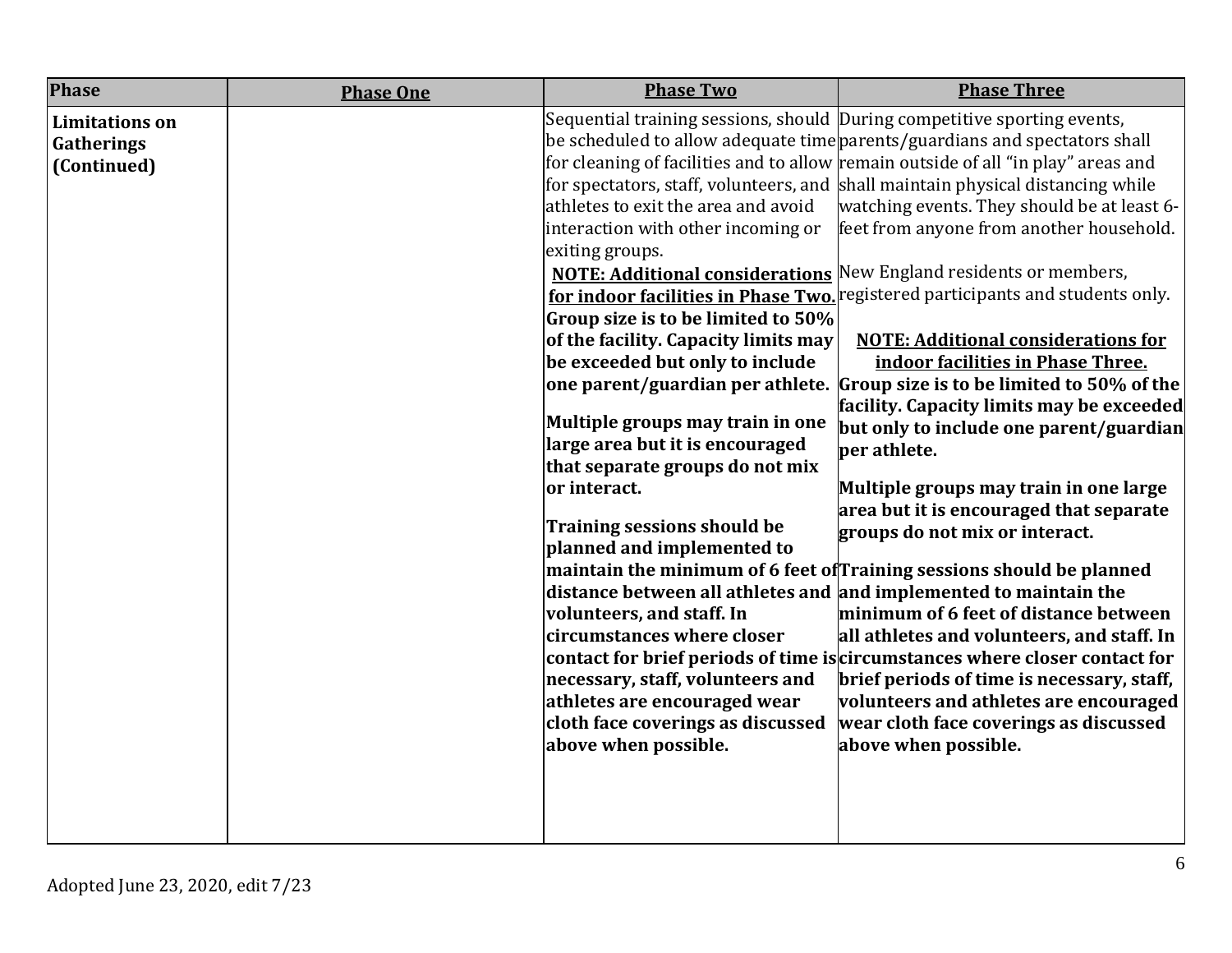| Phase | Phase One | Phase Two | Phase Three |
|---|---|---|---|
| **Limitations on Gatherings (Continued)** | | Sequential training sessions, should be scheduled to allow adequate time for cleaning of facilities and to allow for spectators, staff, volunteers, and athletes to exit the area and avoid interaction with other incoming or exiting groups.<br>**NOTE: Additional considerations for indoor facilities in Phase Two. Group size is to be limited to 50% of the facility. Capacity limits may be exceeded but only to include one parent/guardian per athlete.**<br>**Multiple groups may train in one large area but it is encouraged that separate groups do not mix or interact.**<br>**Training sessions should be planned and implemented to maintain the minimum of 6 feet of distance between all athletes and volunteers, and staff. In circumstances where closer contact for brief periods of time is necessary, staff, volunteers and athletes are encouraged wear cloth face coverings as discussed above when possible.** | During competitive sporting events, parents/guardians and spectators shall remain outside of all "in play" areas and shall maintain physical distancing while watching events. They should be at least 6-feet from anyone from another household.<br>New England residents or members, registered participants and students only.<br>**NOTE: Additional considerations for indoor facilities in Phase Three. Group size is to be limited to 50% of the facility. Capacity limits may be exceeded but only to include one parent/guardian per athlete.**<br>**Multiple groups may train in one large area but it is encouraged that separate groups do not mix or interact.**<br>**Training sessions should be planned and implemented to maintain the minimum of 6 feet of distance between all athletes and volunteers, and staff. In circumstances where closer contact for brief periods of time is necessary, staff, volunteers and athletes are encouraged wear cloth face coverings as discussed above when possible.** |

Adopted June 23, 2020, edit 7/23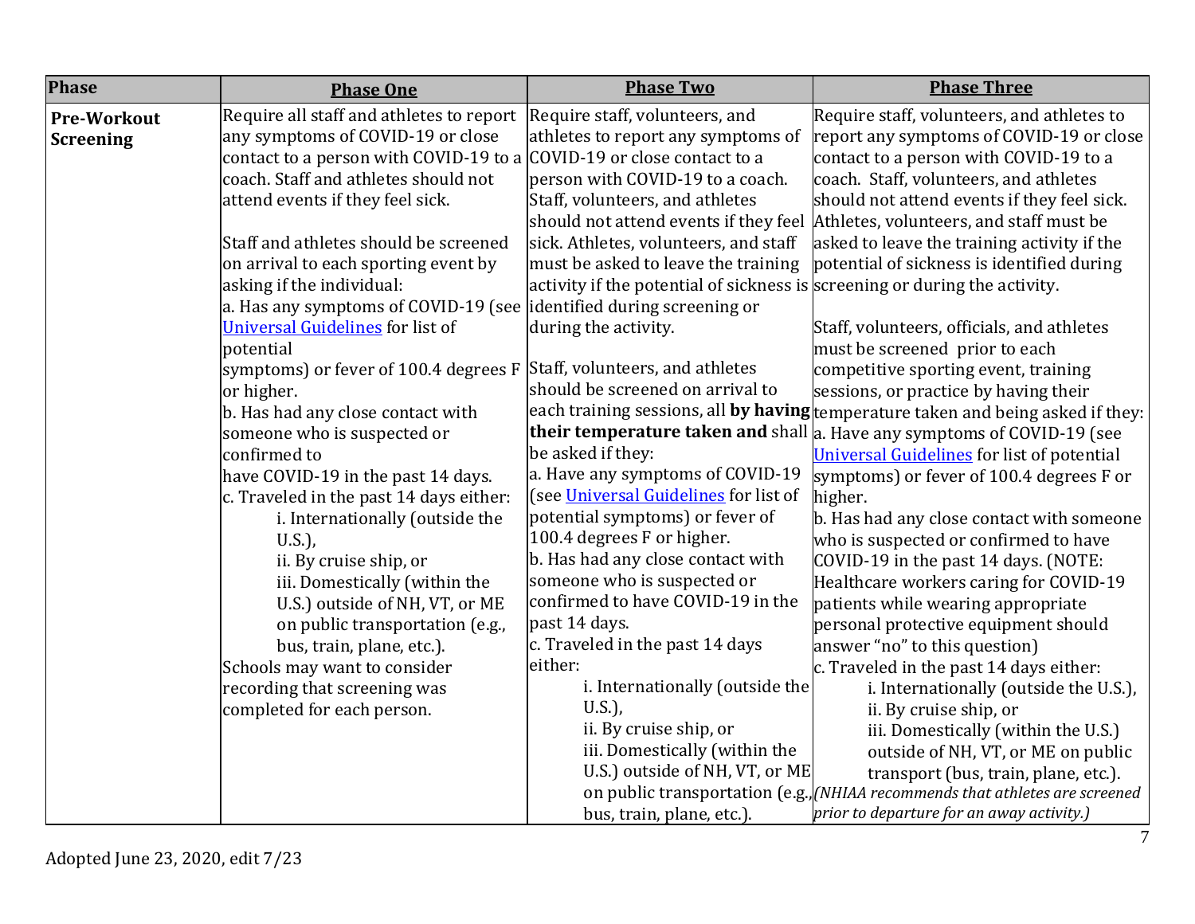| Phase | Phase One | Phase Two | Phase Three |
|---|---|---|---|
| **Pre-Workout Screening** | Require all staff and athletes to report any symptoms of COVID-19 or close contact to a person with COVID-19 to a coach. Staff and athletes should not attend events if they feel sick.<br><br>Staff and athletes should be screened on arrival to each sporting event by asking if the individual:<br>a. Has any symptoms of COVID-19 (see [Universal Guidelines] for list of potential symptoms) or fever of 100.4 degrees F or higher.<br>b. Has had any close contact with someone who is suspected or confirmed to have COVID-19 in the past 14 days.<br>c. Traveled in the past 14 days either:<br>i. Internationally (outside the U.S.),<br>ii. By cruise ship, or<br>iii. Domestically (within the U.S.) outside of NH, VT, or ME on public transportation (e.g., bus, train, plane, etc.).<br>Schools may want to consider recording that screening was completed for each person. | Require staff, volunteers, and athletes to report any symptoms of COVID-19 or close contact to a person with COVID-19 to a coach. Staff, volunteers, and athletes should not attend events if they feel sick. Athletes, volunteers, and staff must be asked to leave the training activity if the potential of sickness is identified during screening or during the activity.<br><br>Staff, volunteers, and athletes should be screened on arrival to each training sessions, all **by having their temperature taken and** shall be asked if they:<br>a. Have any symptoms of COVID-19 (see [Universal Guidelines] for list of potential symptoms) or fever of 100.4 degrees F or higher.<br>b. Has had any close contact with someone who is suspected or confirmed to have COVID-19 in the past 14 days.<br>c. Traveled in the past 14 days either:<br>i. Internationally (outside the U.S.),<br>ii. By cruise ship, or<br>iii. Domestically (within the U.S.) outside of NH, VT, or ME on public transportation (e.g., bus, train, plane, etc.). | Require staff, volunteers, and athletes to report any symptoms of COVID-19 or close contact to a person with COVID-19 to a coach. Staff, volunteers, and athletes should not attend events if they feel sick. Athletes, volunteers, and staff must be asked to leave the training activity if the potential of sickness is identified during screening or during the activity.<br><br>Staff, volunteers, officials, and athletes must be screened prior to each competitive sporting event, training sessions, or practice by having their temperature taken and being asked if they:<br>a. Have any symptoms of COVID-19 (see [Universal Guidelines] for list of potential symptoms) or fever of 100.4 degrees F or higher.<br>b. Has had any close contact with someone who is suspected or confirmed to have COVID-19 in the past 14 days. (NOTE: Healthcare workers caring for COVID-19 patients while wearing appropriate personal protective equipment should answer "no" to this question)<br>c. Traveled in the past 14 days either:<br>i. Internationally (outside the U.S.),<br>ii. By cruise ship, or<br>iii. Domestically (within the U.S.) outside of NH, VT, or ME on public transport (bus, train, plane, etc.).<br>*(NHIAA recommends that athletes are screened prior to departure for an away activity.)* |

Adopted June 23, 2020, edit 7/23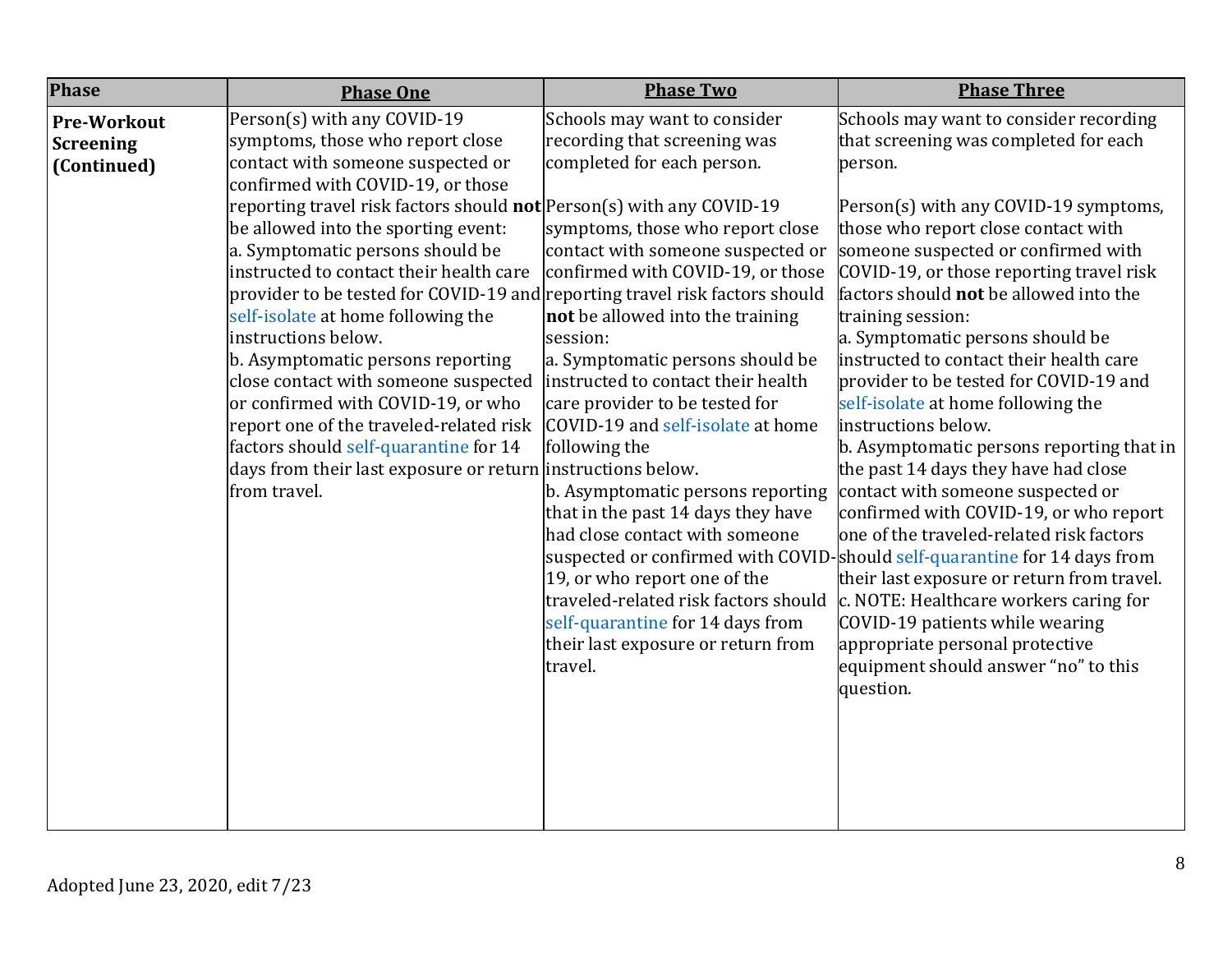| Phase | Phase One | Phase Two | Phase Three |
|---|---|---|---|
| **Pre-Workout Screening (Continued)** | Person(s) with any COVID-19 symptoms, those who report close contact with someone suspected or confirmed with COVID-19, or those reporting travel risk factors should **not** be allowed into the sporting event:<br>a. Symptomatic persons should be instructed to contact their health care provider to be tested for COVID-19 and self-isolate at home following the instructions below.<br>b. Asymptomatic persons reporting close contact with someone suspected or confirmed with COVID-19, or who report one of the traveled-related risk factors should self-quarantine for 14 days from their last exposure or return from travel. | Schools may want to consider recording that screening was completed for each person.<br><br>Person(s) with any COVID-19 symptoms, those who report close contact with someone suspected or confirmed with COVID-19, or those reporting travel risk factors should **not** be allowed into the training session:<br>a. Symptomatic persons should be instructed to contact their health care provider to be tested for COVID-19 and self-isolate at home following the instructions below.<br>b. Asymptomatic persons reporting that in the past 14 days they have had close contact with someone suspected or confirmed with COVID-19, or who report one of the traveled-related risk factors should self-quarantine for 14 days from their last exposure or return from travel. | Schools may want to consider recording that screening was completed for each person.<br><br>Person(s) with any COVID-19 symptoms, those who report close contact with someone suspected or confirmed with COVID-19, or those reporting travel risk factors should **not** be allowed into the training session:<br>a. Symptomatic persons should be instructed to contact their health care provider to be tested for COVID-19 and self-isolate at home following the instructions below.<br>b. Asymptomatic persons reporting that in the past 14 days they have had close contact with someone suspected or confirmed with COVID-19, or who report one of the traveled-related risk factors should self-quarantine for 14 days from their last exposure or return from travel.<br>c. NOTE: Healthcare workers caring for COVID-19 patients while wearing appropriate personal protective equipment should answer "no" to this question. |

Adopted June 23, 2020, edit 7/23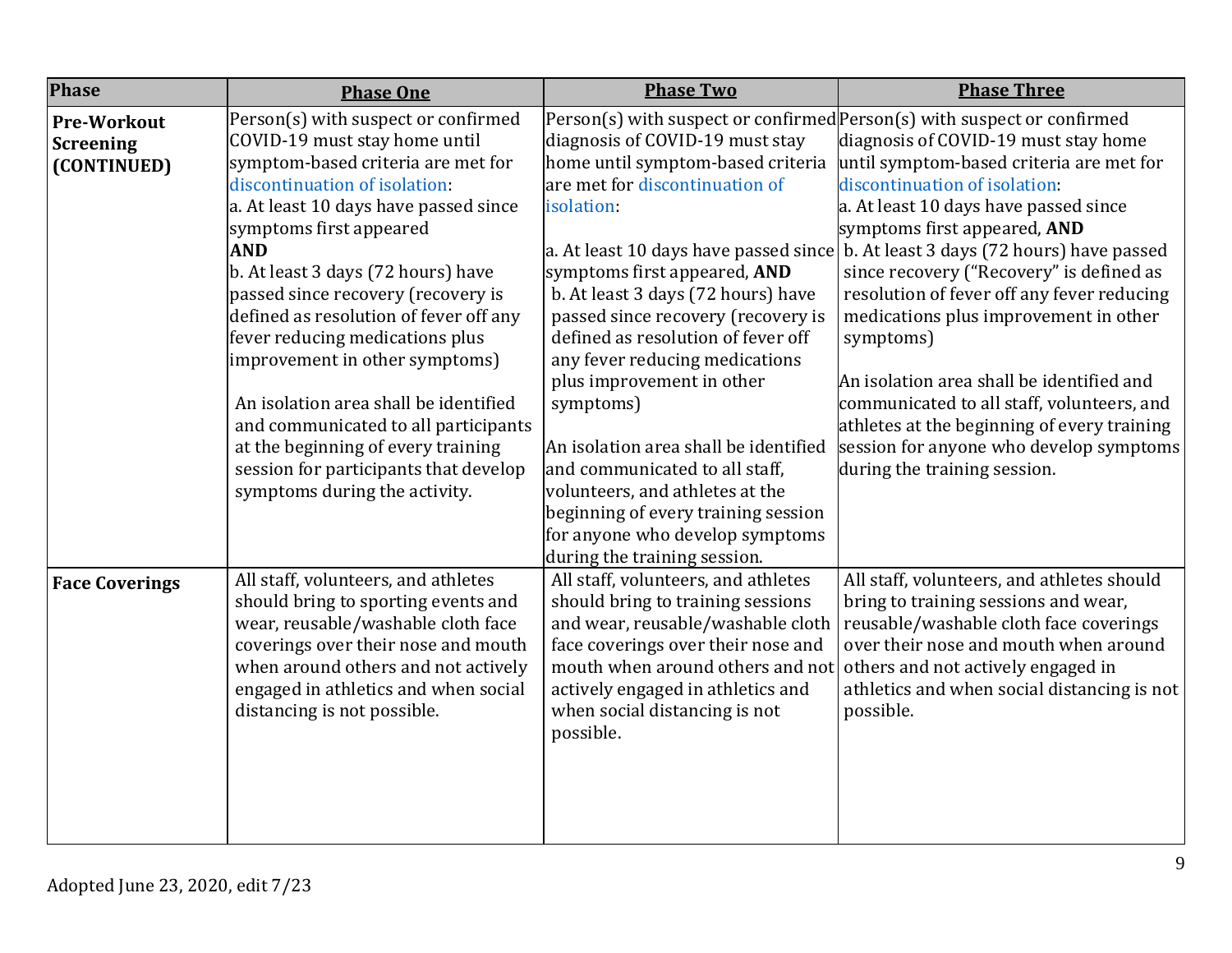| Phase | Phase One | Phase Two | Phase Three |
|---|---|---|---|
| **Pre-Workout Screening (CONTINUED)** | Person(s) with suspect or confirmed COVID-19 must stay home until symptom-based criteria are met for discontinuation of isolation:<br>a. At least 10 days have passed since symptoms first appeared<br>**AND**<br>b. At least 3 days (72 hours) have passed since recovery (recovery is defined as resolution of fever off any fever reducing medications plus improvement in other symptoms)<br><br>An isolation area shall be identified and communicated to all participants at the beginning of every training session for participants that develop symptoms during the activity. | Person(s) with suspect or confirmed diagnosis of COVID-19 must stay home until symptom-based criteria are met for discontinuation of isolation:<br><br>a. At least 10 days have passed since symptoms first appeared, **AND**<br>b. At least 3 days (72 hours) have passed since recovery (recovery is defined as resolution of fever off any fever reducing medications plus improvement in other symptoms)<br><br>An isolation area shall be identified and communicated to all staff, volunteers, and athletes at the beginning of every training session for anyone who develop symptoms during the training session. | Person(s) with suspect or confirmed diagnosis of COVID-19 must stay home until symptom-based criteria are met for discontinuation of isolation:<br>a. At least 10 days have passed since symptoms first appeared, **AND**<br>b. At least 3 days (72 hours) have passed since recovery ("Recovery" is defined as resolution of fever off any fever reducing medications plus improvement in other symptoms)<br><br>An isolation area shall be identified and communicated to all staff, volunteers, and athletes at the beginning of every training session for anyone who develop symptoms during the training session. |
| **Face Coverings** | All staff, volunteers, and athletes should bring to sporting events and wear, reusable/washable cloth face coverings over their nose and mouth when around others and not actively engaged in athletics and when social distancing is not possible. | All staff, volunteers, and athletes should bring to training sessions and wear, reusable/washable cloth face coverings over their nose and mouth when around others and not actively engaged in athletics and when social distancing is not possible. | All staff, volunteers, and athletes should bring to training sessions and wear, reusable/washable cloth face coverings over their nose and mouth when around others and not actively engaged in athletics and when social distancing is not possible. |

Adopted June 23, 2020, edit 7/23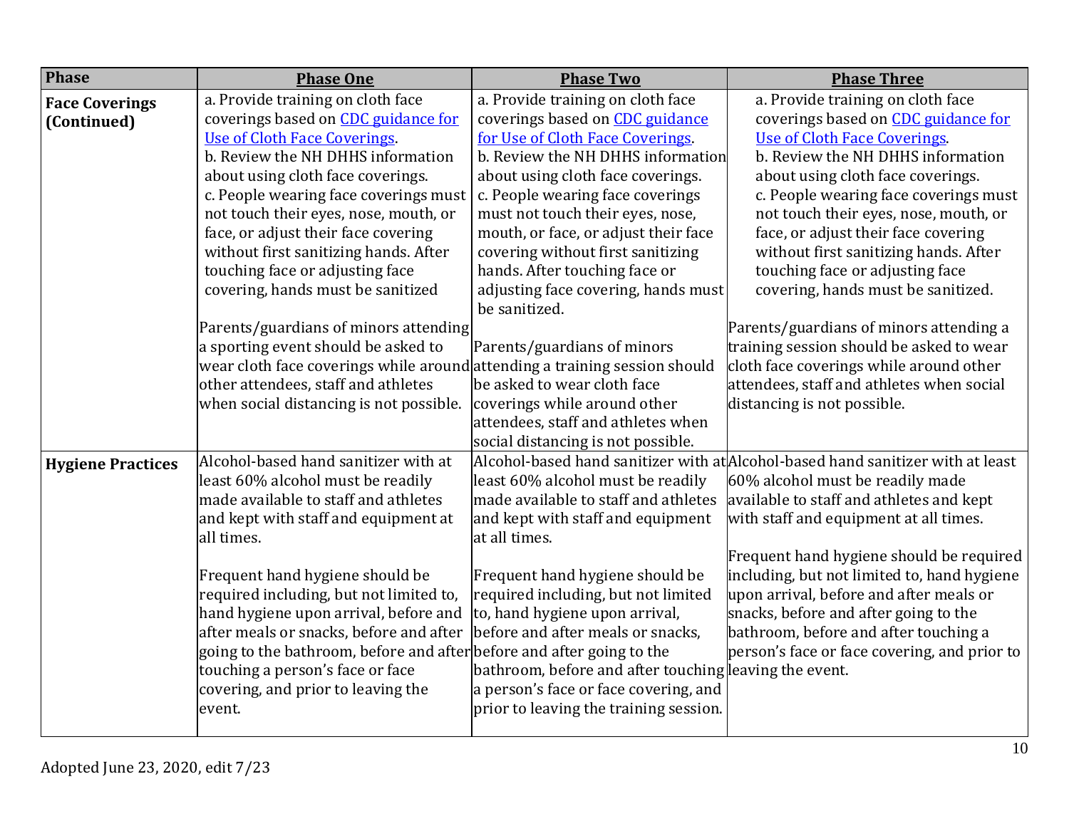| Phase | Phase One | Phase Two | Phase Three |
|---|---|---|---|
| **Face Coverings (Continued)** | a. Provide training on cloth face coverings based on CDC guidance for Use of Cloth Face Coverings.<br>b. Review the NH DHHS information about using cloth face coverings.<br>c. People wearing face coverings must not touch their eyes, nose, mouth, or face, or adjust their face covering without first sanitizing hands. After touching face or adjusting face covering, hands must be sanitized<br><br>Parents/guardians of minors attending a sporting event should be asked to wear cloth face coverings while around other attendees, staff and athletes when social distancing is not possible. | a. Provide training on cloth face coverings based on CDC guidance for Use of Cloth Face Coverings.<br>b. Review the NH DHHS information about using cloth face coverings.<br>c. People wearing face coverings must not touch their eyes, nose, mouth, or face, or adjust their face covering without first sanitizing hands. After touching face or adjusting face covering, hands must be sanitized.<br><br>Parents/guardians of minors attending a training session should be asked to wear cloth face coverings while around other attendees, staff and athletes when social distancing is not possible. | a. Provide training on cloth face coverings based on CDC guidance for Use of Cloth Face Coverings.<br>b. Review the NH DHHS information about using cloth face coverings.<br>c. People wearing face coverings must not touch their eyes, nose, mouth, or face, or adjust their face covering without first sanitizing hands. After touching face or adjusting face covering, hands must be sanitized.<br><br>Parents/guardians of minors attending a training session should be asked to wear cloth face coverings while around other attendees, staff and athletes when social distancing is not possible. |
| **Hygiene Practices** | Alcohol-based hand sanitizer with at least 60% alcohol must be readily made available to staff and athletes and kept with staff and equipment at all times.<br><br>Frequent hand hygiene should be required including, but not limited to, hand hygiene upon arrival, before and after meals or snacks, before and after going to the bathroom, before and after touching a person's face or face covering, and prior to leaving the event. | Alcohol-based hand sanitizer with at least 60% alcohol must be readily made available to staff and athletes and kept with staff and equipment at all times.<br><br>Frequent hand hygiene should be required including, but not limited to, hand hygiene upon arrival, before and after meals or snacks, before and after going to the bathroom, before and after touching a person's face or face covering, and prior to leaving the training session. | Alcohol-based hand sanitizer with at least 60% alcohol must be readily made available to staff and athletes and kept with staff and equipment at all times.<br><br>Frequent hand hygiene should be required including, but not limited to, hand hygiene upon arrival, before and after meals or snacks, before and after going to the bathroom, before and after touching a person's face or face covering, and prior to leaving the event. |

Adopted June 23, 2020, edit 7/23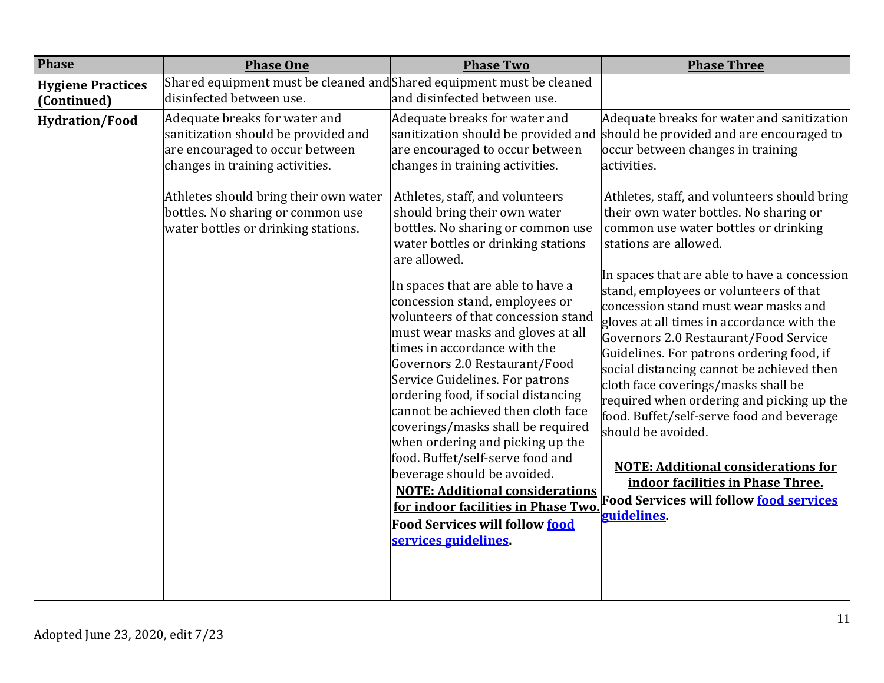| Phase | Phase One | Phase Two | Phase Three |
|---|---|---|---|
| **Hygiene Practices (Continued)** | Shared equipment must be cleaned and disinfected between use. | Shared equipment must be cleaned and disinfected between use. | |
| **Hydration/Food** | Adequate breaks for water and sanitization should be provided and are encouraged to occur between changes in training activities.<br><br>Athletes should bring their own water bottles. No sharing or common use water bottles or drinking stations. | Adequate breaks for water and sanitization should be provided and are encouraged to occur between changes in training activities.<br><br>Athletes, staff, and volunteers should bring their own water bottles. No sharing or common use water bottles or drinking stations are allowed.<br><br>In spaces that are able to have a concession stand, employees or volunteers of that concession stand must wear masks and gloves at all times in accordance with the Governors 2.0 Restaurant/Food Service Guidelines. For patrons ordering food, if social distancing cannot be achieved then cloth face coverings/masks shall be required when ordering and picking up the food. Buffet/self-serve food and beverage should be avoided.<br>**NOTE: Additional considerations for indoor facilities in Phase Two.**<br>**Food Services will follow food services guidelines.** | Adequate breaks for water and sanitization should be provided and are encouraged to occur between changes in training activities.<br><br>Athletes, staff, and volunteers should bring their own water bottles. No sharing or common use water bottles or drinking stations are allowed.<br><br>In spaces that are able to have a concession stand, employees or volunteers of that concession stand must wear masks and gloves at all times in accordance with the Governors 2.0 Restaurant/Food Service Guidelines. For patrons ordering food, if social distancing cannot be achieved then cloth face coverings/masks shall be required when ordering and picking up the food. Buffet/self-serve food and beverage should be avoided.<br><br>**NOTE: Additional considerations for indoor facilities in Phase Three.**<br>**Food Services will follow food services guidelines.** |

Adopted June 23, 2020, edit 7/23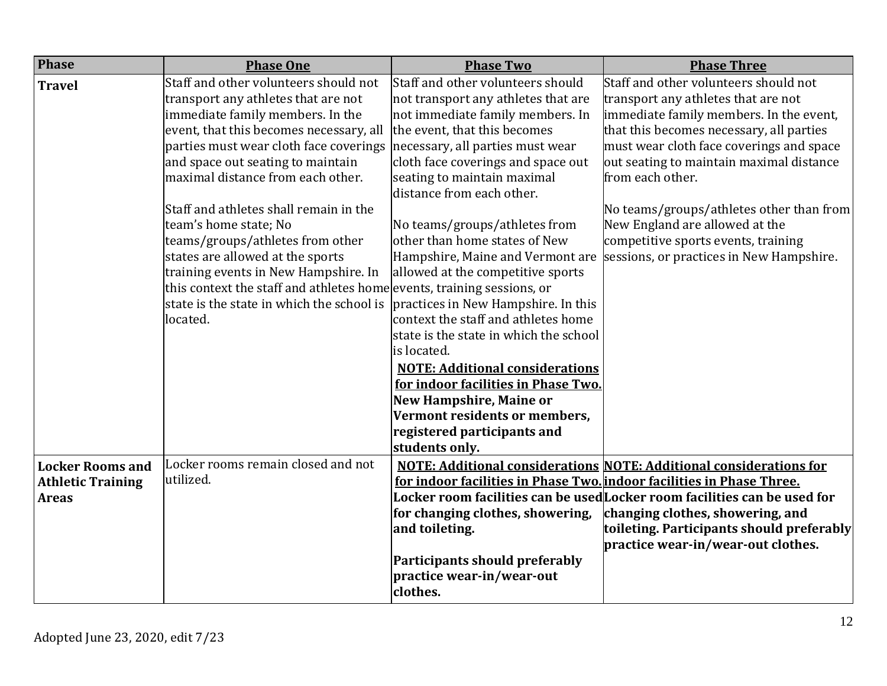| Phase | Phase One | Phase Two | Phase Three |
|---|---|---|---|
| **Travel** | Staff and other volunteers should not transport any athletes that are not immediate family members. In the event, that this becomes necessary, all parties must wear cloth face coverings and space out seating to maintain maximal distance from each other.<br><br>Staff and athletes shall remain in the team's home state; No teams/groups/athletes from other states are allowed at the sports training events in New Hampshire. In this context the staff and athletes home state is the state in which the school is located. | Staff and other volunteers should not transport any athletes that are not immediate family members. In the event, that this becomes necessary, all parties must wear cloth face coverings and space out seating to maintain maximal distance from each other.<br><br>No teams/groups/athletes from other than home states of New Hampshire, Maine and Vermont are allowed at the competitive sports events, training sessions, or practices in New Hampshire. In this context the staff and athletes home state is the state in which the school is located.<br><br>**NOTE: Additional considerations for indoor facilities in Phase Two. New Hampshire, Maine or Vermont residents or members, registered participants and students only.** | Staff and other volunteers should not transport any athletes that are not immediate family members. In the event, that this becomes necessary, all parties must wear cloth face coverings and space out seating to maintain maximal distance from each other.<br><br>No teams/groups/athletes other than from New England are allowed at the competitive sports events, training sessions, or practices in New Hampshire. |
| **Locker Rooms and Athletic Training Areas** | Locker rooms remain closed and not utilized. | **NOTE: Additional considerations for indoor facilities in Phase Two. Locker room facilities can be used for changing clothes, showering, and toileting.**<br><br>**Participants should preferably practice wear-in/wear-out clothes.** | **NOTE: Additional considerations for indoor facilities in Phase Three. Locker room facilities can be used for changing clothes, showering, and toileting. Participants should preferably practice wear-in/wear-out clothes.** |

Adopted June 23, 2020, edit 7/23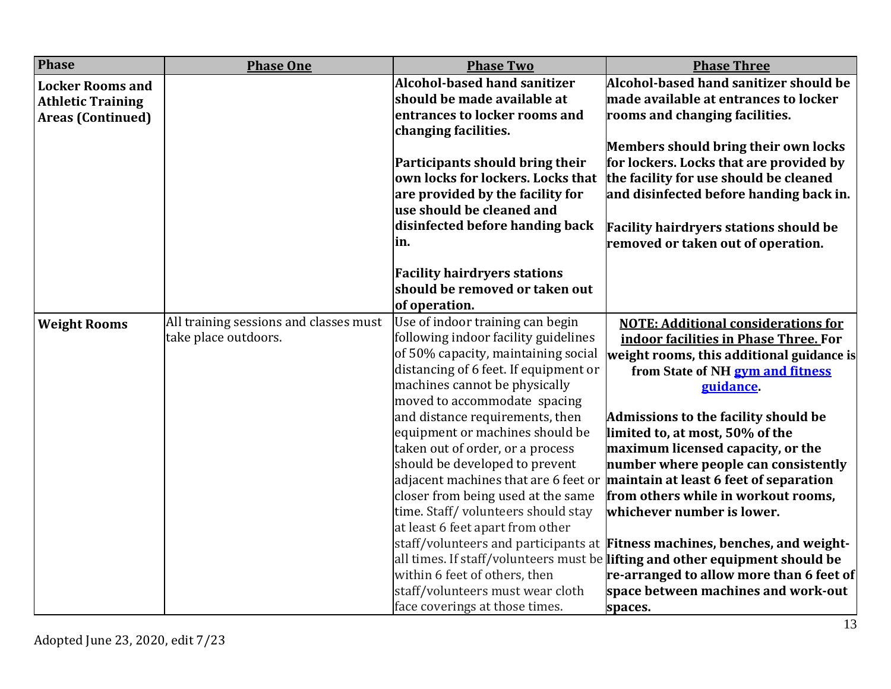| Phase | Phase One | Phase Two | Phase Three |
|---|---|---|---|
| **Locker Rooms and Athletic Training Areas (Continued)** | | **Alcohol-based hand sanitizer should be made available at entrances to locker rooms and changing facilities.**<br><br>**Participants should bring their own locks for lockers. Locks that are provided by the facility for use should be cleaned and disinfected before handing back in.**<br><br>**Facility hairdryers stations should be removed or taken out of operation.** | **Alcohol-based hand sanitizer should be made available at entrances to locker rooms and changing facilities.**<br><br>**Members should bring their own locks for lockers. Locks that are provided by the facility for use should be cleaned and disinfected before handing back in.**<br><br>**Facility hairdryers stations should be removed or taken out of operation.** |
| **Weight Rooms** | All training sessions and classes must take place outdoors. | Use of indoor training can begin following indoor facility guidelines of 50% capacity, maintaining social distancing of 6 feet. If equipment or machines cannot be physically moved to accommodate spacing and distance requirements, then equipment or machines should be taken out of order, or a process should be developed to prevent adjacent machines that are 6 feet or closer from being used at the same time. Staff/ volunteers should stay at least 6 feet apart from other staff/volunteers and participants at all times. If staff/volunteers must be within 6 feet of others, then staff/volunteers must wear cloth face coverings at those times. | **NOTE: Additional considerations for indoor facilities in Phase Three. For weight rooms, this additional guidance is from State of NH gym and fitness guidance.**<br><br>**Admissions to the facility should be limited to, at most, 50% of the maximum licensed capacity, or the number where people can consistently maintain at least 6 feet of separation from others while in workout rooms, whichever number is lower.**<br><br>**Fitness machines, benches, and weight-lifting and other equipment should be re-arranged to allow more than 6 feet of space between machines and work-out spaces.** |

Adopted June 23, 2020, edit 7/23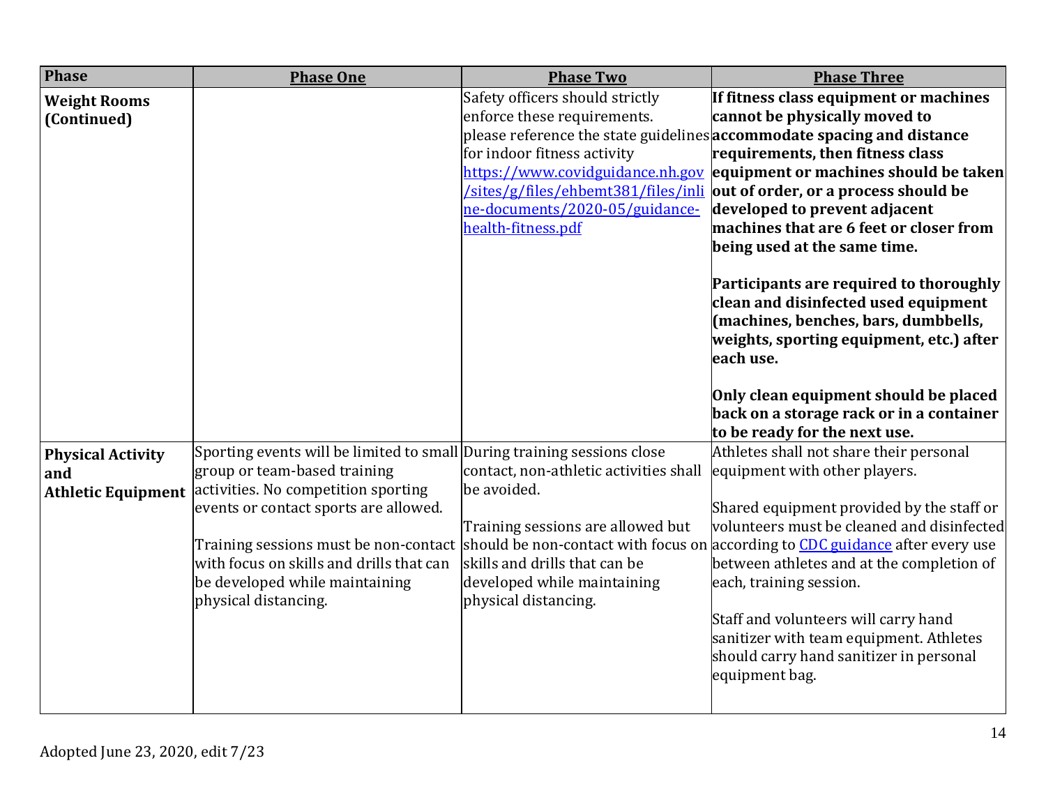| Phase | Phase One | Phase Two | Phase Three |
|---|---|---|---|
| **Weight Rooms (Continued)** | | Safety officers should strictly enforce these requirements. please reference the state guidelines for indoor fitness activity [https://www.covidguidance.nh.gov/sites/g/files/ehbemt381/files/inline-documents/2020-05/guidance-health-fitness.pdf](https://www.covidguidance.nh.gov/sites/g/files/ehbemt381/files/inline-documents/2020-05/guidance-health-fitness.pdf) | **If fitness class equipment or machines cannot be physically moved to accommodate spacing and distance requirements, then fitness class equipment or machines should be taken out of order, or a process should be developed to prevent adjacent machines that are 6 feet or closer from being used at the same time.**<br><br>**Participants are required to thoroughly clean and disinfected used equipment (machines, benches, bars, dumbbells, weights, sporting equipment, etc.) after each use.**<br><br>**Only clean equipment should be placed back on a storage rack or in a container to be ready for the next use.** |
| **Physical Activity and Athletic Equipment** | Sporting events will be limited to small group or team-based training activities. No competition sporting events or contact sports are allowed.<br><br>Training sessions must be non-contact with focus on skills and drills that can be developed while maintaining physical distancing. | During training sessions close contact, non-athletic activities shall be avoided.<br><br>Training sessions are allowed but should be non-contact with focus on skills and drills that can be developed while maintaining physical distancing. | Athletes shall not share their personal equipment with other players.<br><br>Shared equipment provided by the staff or volunteers must be cleaned and disinfected according to CDC guidance after every use between athletes and at the completion of each, training session.<br><br>Staff and volunteers will carry hand sanitizer with team equipment. Athletes should carry hand sanitizer in personal equipment bag. |

Adopted June 23, 2020, edit 7/23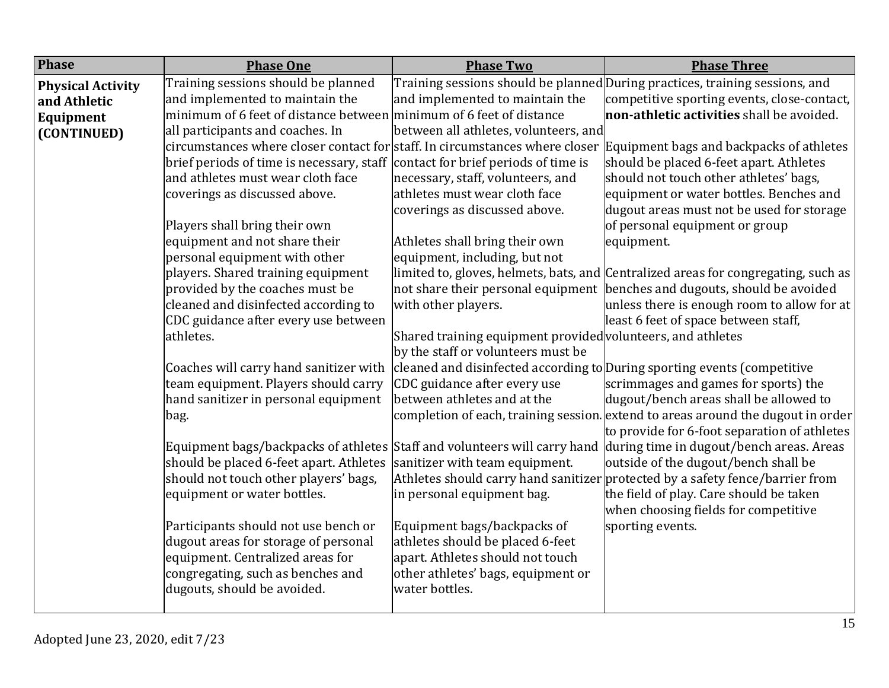| Phase | Phase One | Phase Two | Phase Three |
|---|---|---|---|
| **Physical Activity and Athletic Equipment (CONTINUED)** | Training sessions should be planned and implemented to maintain the minimum of 6 feet of distance between all participants and coaches. In circumstances where closer contact for brief periods of time is necessary, staff and athletes must wear cloth face coverings as discussed above.<br><br>Players shall bring their own equipment and not share their personal equipment with other players. Shared training equipment provided by the coaches must be cleaned and disinfected according to CDC guidance after every use between athletes.<br><br>Coaches will carry hand sanitizer with team equipment. Players should carry hand sanitizer in personal equipment bag.<br><br>Equipment bags/backpacks of athletes should be placed 6-feet apart. Athletes should not touch other players' bags, equipment or water bottles.<br><br>Participants should not use bench or dugout areas for storage of personal equipment. Centralized areas for congregating, such as benches and dugouts, should be avoided. | Training sessions should be planned and implemented to maintain the minimum of 6 feet of distance between all athletes, volunteers, and staff. In circumstances where closer contact for brief periods of time is necessary, staff, volunteers, and athletes must wear cloth face coverings as discussed above.<br><br>Athletes shall bring their own equipment, including, but not limited to, gloves, helmets, bats, and not share their personal equipment with other players.<br><br>Shared training equipment provided by the staff or volunteers must be cleaned and disinfected according to CDC guidance after every use between athletes and at the completion of each, training session.<br><br>Staff and volunteers will carry hand sanitizer with team equipment. Athletes should carry hand sanitizer in personal equipment bag.<br><br>Equipment bags/backpacks of athletes should be placed 6-feet apart. Athletes should not touch other athletes' bags, equipment or water bottles. | During practices, training sessions, and competitive sporting events, close-contact, **non-athletic activities** shall be avoided.<br><br>Equipment bags and backpacks of athletes should be placed 6-feet apart. Athletes should not touch other athletes' bags, equipment or water bottles. Benches and dugout areas must not be used for storage of personal equipment or group equipment.<br><br>Centralized areas for congregating, such as benches and dugouts, should be avoided unless there is enough room to allow for at least 6 feet of space between staff, volunteers, and athletes<br><br>During sporting events (competitive scrimmages and games for sports) the dugout/bench areas shall be allowed to extend to areas around the dugout in order to provide for 6-foot separation of athletes during time in dugout/bench areas. Areas outside of the dugout/bench shall be protected by a safety fence/barrier from the field of play. Care should be taken when choosing fields for competitive sporting events. |

Adopted June 23, 2020, edit 7/23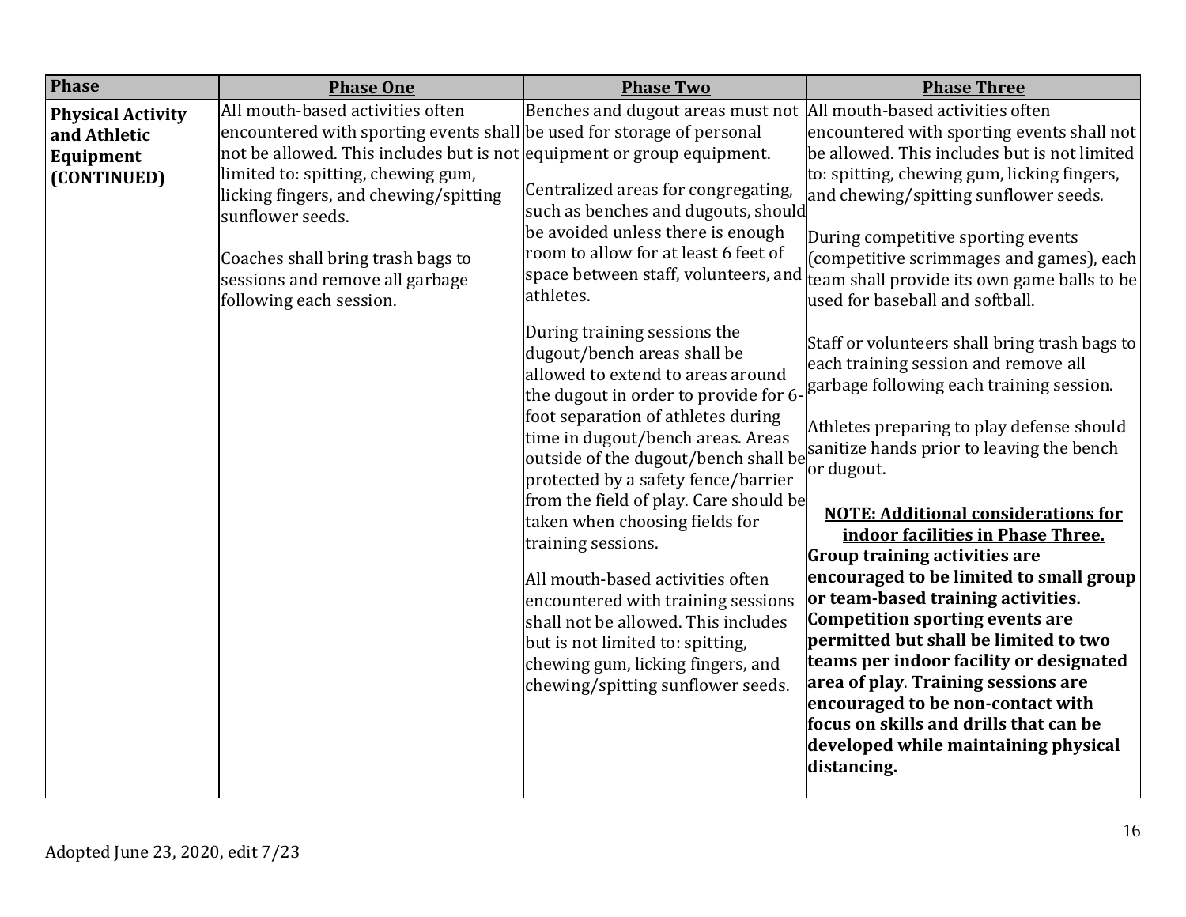| Phase | Phase One | Phase Two | Phase Three |
|---|---|---|---|
| **Physical Activity and Athletic Equipment (CONTINUED)** | All mouth-based activities often encountered with sporting events shall not be allowed. This includes but is not limited to: spitting, chewing gum, licking fingers, and chewing/spitting sunflower seeds.<br><br>Coaches shall bring trash bags to sessions and remove all garbage following each session. | Benches and dugout areas must not be used for storage of personal equipment or group equipment.<br><br>Centralized areas for congregating, such as benches and dugouts, should be avoided unless there is enough room to allow for at least 6 feet of space between staff, volunteers, and athletes.<br><br>During training sessions the dugout/bench areas shall be allowed to extend to areas around the dugout in order to provide for 6-foot separation of athletes during time in dugout/bench areas. Areas outside of the dugout/bench shall be protected by a safety fence/barrier from the field of play. Care should be taken when choosing fields for training sessions.<br><br>All mouth-based activities often encountered with training sessions shall not be allowed. This includes but is not limited to: spitting, chewing gum, licking fingers, and chewing/spitting sunflower seeds. | All mouth-based activities often encountered with sporting events shall not be allowed. This includes but is not limited to: spitting, chewing gum, licking fingers, and chewing/spitting sunflower seeds.<br><br>During competitive sporting events (competitive scrimmages and games), each team shall provide its own game balls to be used for baseball and softball.<br><br>Staff or volunteers shall bring trash bags to each training session and remove all garbage following each training session.<br><br>Athletes preparing to play defense should sanitize hands prior to leaving the bench or dugout.<br><br>**NOTE: Additional considerations for indoor facilities in Phase Three.**<br>**Group training activities are encouraged to be limited to small group or team-based training activities. Competition sporting events are permitted but shall be limited to two teams per indoor facility or designated area of play. Training sessions are encouraged to be non-contact with focus on skills and drills that can be developed while maintaining physical distancing.** |

Adopted June 23, 2020, edit 7/23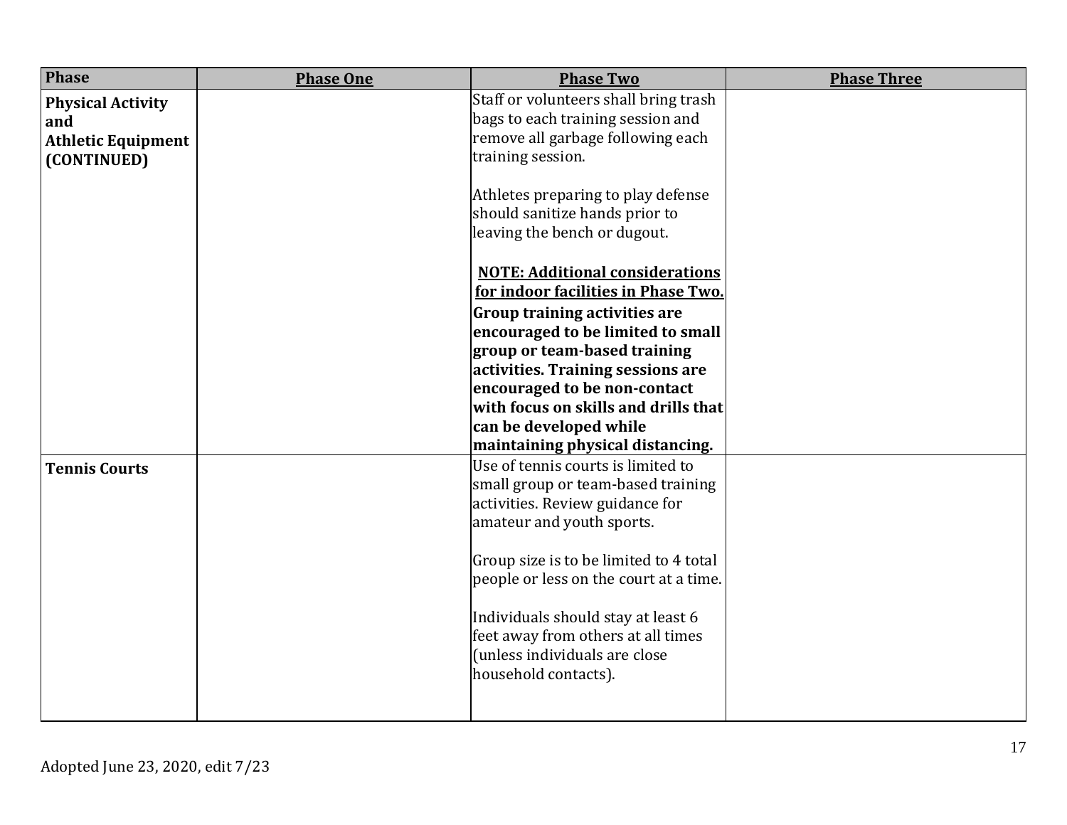| Phase | Phase One | Phase Two | Phase Three |
|---|---|---|---|
| **Physical Activity and Athletic Equipment (CONTINUED)** | | Staff or volunteers shall bring trash bags to each training session and remove all garbage following each training session.<br><br>Athletes preparing to play defense should sanitize hands prior to leaving the bench or dugout.<br><br>**NOTE: Additional considerations for indoor facilities in Phase Two.**<br>**Group training activities are encouraged to be limited to small group or team-based training activities. Training sessions are encouraged to be non-contact with focus on skills and drills that can be developed while maintaining physical distancing.** | |
| **Tennis Courts** | | Use of tennis courts is limited to small group or team-based training activities. Review guidance for amateur and youth sports.<br><br>Group size is to be limited to 4 total people or less on the court at a time.<br><br>Individuals should stay at least 6 feet away from others at all times (unless individuals are close household contacts). | |

Adopted June 23, 2020, edit 7/23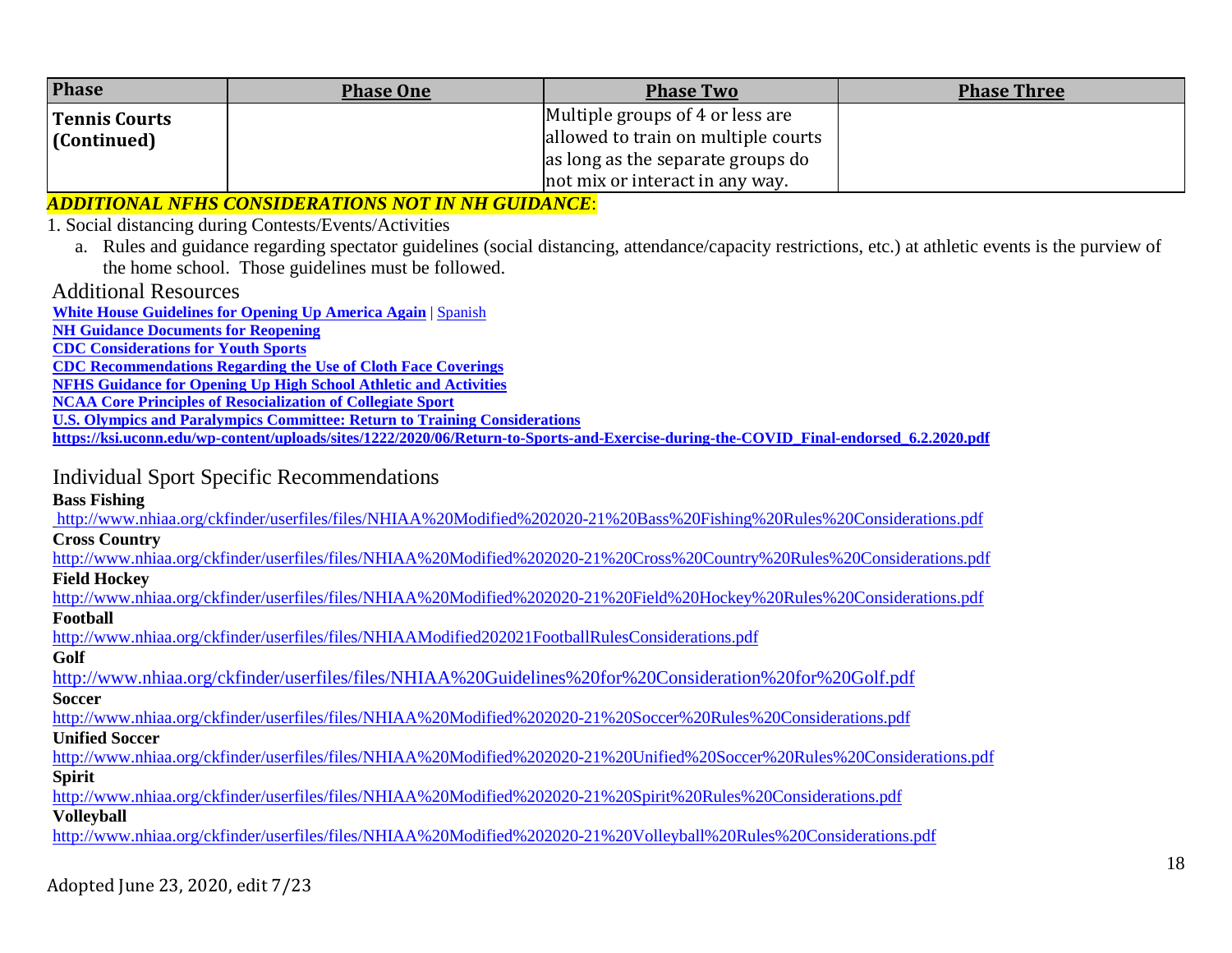| Phase | Phase One | Phase Two | Phase Three |
| --- | --- | --- | --- |
| **Tennis Courts (Continued)** | | Multiple groups of 4 or less are allowed to train on multiple courts as long as the separate groups do not mix or interact in any way. | |

***ADDITIONAL NFHS CONSIDERATIONS NOT IN NH GUIDANCE***:

1. Social distancing during Contests/Events/Activities
   a. Rules and guidance regarding spectator guidelines (social distancing, attendance/capacity restrictions, etc.) at athletic events is the purview of the home school. Those guidelines must be followed.

## Additional Resources

**White House Guidelines for Opening Up America Again** | Spanish
**NH Guidance Documents for Reopening**
**CDC Considerations for Youth Sports**
**CDC Recommendations Regarding the Use of Cloth Face Coverings**
**NFHS Guidance for Opening Up High School Athletic and Activities**
**NCAA Core Principles of Resocialization of Collegiate Sport**
**U.S. Olympics and Paralympics Committee: Return to Training Considerations**
**https://ksi.uconn.edu/wp-content/uploads/sites/1222/2020/06/Return-to-Sports-and-Exercise-during-the-COVID_Final-endorsed_6.2.2020.pdf**

## Individual Sport Specific Recommendations

**Bass Fishing**
http://www.nhiaa.org/ckfinder/userfiles/files/NHIAA%20Modified%202020-21%20Bass%20Fishing%20Rules%20Considerations.pdf

**Cross Country**
http://www.nhiaa.org/ckfinder/userfiles/files/NHIAA%20Modified%202020-21%20Cross%20Country%20Rules%20Considerations.pdf

**Field Hockey**
http://www.nhiaa.org/ckfinder/userfiles/files/NHIAA%20Modified%202020-21%20Field%20Hockey%20Rules%20Considerations.pdf

**Football**
http://www.nhiaa.org/ckfinder/userfiles/files/NHIAAModified202021FootballRulesConsiderations.pdf

**Golf**
http://www.nhiaa.org/ckfinder/userfiles/files/NHIAA%20Guidelines%20for%20Consideration%20for%20Golf.pdf

**Soccer**
http://www.nhiaa.org/ckfinder/userfiles/files/NHIAA%20Modified%202020-21%20Soccer%20Rules%20Considerations.pdf

**Unified Soccer**
http://www.nhiaa.org/ckfinder/userfiles/files/NHIAA%20Modified%202020-21%20Unified%20Soccer%20Rules%20Considerations.pdf

**Spirit**
http://www.nhiaa.org/ckfinder/userfiles/files/NHIAA%20Modified%202020-21%20Spirit%20Rules%20Considerations.pdf

**Volleyball**
http://www.nhiaa.org/ckfinder/userfiles/files/NHIAA%20Modified%202020-21%20Volleyball%20Rules%20Considerations.pdf